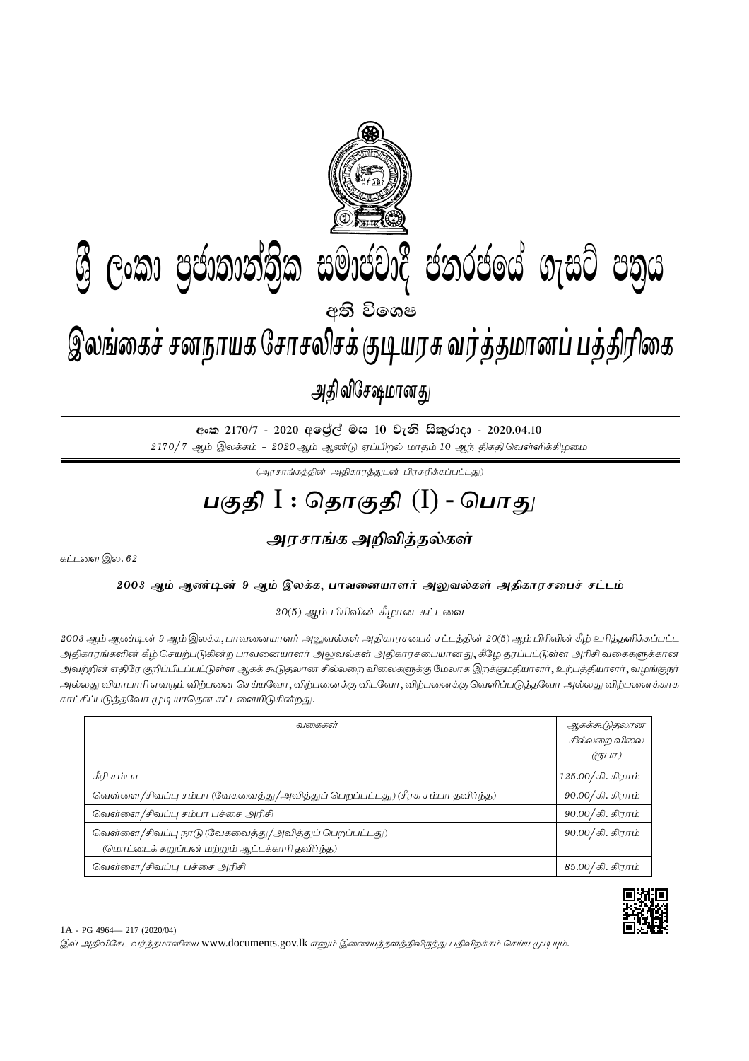# ශ්‍රී ලංකා ප්‍රජාතාන්ත්‍රික සමාජවාදී ජනරජයේ ගැසට් පත්‍රය

අති විශෙෂ

# இலங்கைச் சனநாயக சோசலிசக் குடியரசு வர்த்தமானப் பத்திரிகை

அதி விசேஷமானது

**අංක 2170/7 - 2020 අප්‍රේල් මස 10 වැනි සිකුරාදා - 2020.04.10**

*2170/7 ஆம் இலக்கம் - 2020 ஆம் ஆண்டு ஏப்பிறல் மாதம் 10 ஆந் திகதி வெள்ளிக்கிழமை*

(அரசாங்கத்தின் அதிகாரத்துடன் பிரசுரிக்கப்பட்டது)

## பகுதி I : தொகுதி (I) - பொது

### அரசாங்க அறிவித்தல்கள்

கட்டளை இல. 62

**2003 ஆம் ஆண்டின் 9 ஆம் இலக்க, பாவனையாளர் அலுவல்கள் அதிகாரசபைச் சட்டம்**

20(5) ஆம் பிரிவின் கீழான கட்டளை

2003 ஆம் ஆண்டின் 9 ஆம் இலக்க, பாவனையாளர் அலுவல்கள் அதிகாரசபைச் சட்டத்தின் 20(5) ஆம் பிரிவின் கீழ் உரித்தளிக்கப்பட்ட அதிகாரங்களின் கீழ் செயற்படுகின்ற பாவனையாளர் அலுவல்கள் அதிகாரசபையானது, கீழே தரப்பட்டுள்ள அரிசி வகைகளுக்கான அவற்றின் எதிரே குறிப்பிடப்பட்டுள்ள ஆகக் கூடுதலான சில்லறை விலைகளுக்கு மேலாக இறக்குமதியாளர், உற்பத்தியாளர், வழங்குநர் அல்லது வியாபாரி எவரும் விற்பனை செய்யவோ, விற்பனைக்கு விடவோ, விற்பனைக்கு வெளிப்படுத்தவோ அல்லது விற்பனைக்காக காட்சிப்படுத்தவோ முடியாதென கட்டளையிடுகின்றது.

| வகைகள் | ஆகக்கூடுதலான சில்லறை விலை (ரூபா) |
|---|---|
| கீரி சம்பா | 125.00/கி. கிராம் |
| வெள்ளை/சிவப்பு சம்பா (வேகவைத்து/அவித்துப் பெறப்பட்டது) (சீரக சம்பா தவிர்ந்த) | 90.00/கி. கிராம் |
| வெள்ளை/சிவப்பு சம்பா பச்சை அரிசி | 90.00/கி. கிராம் |
| வெள்ளை/சிவப்பு நாடு (வேகவைத்து/அவித்துப் பெறப்பட்டது) (மொட்டைக் கறுப்பன் மற்றும் ஆட்டக்காரி தவிர்ந்த) | 90.00/கி. கிராம் |
| வெள்ளை/சிவப்பு பச்சை அரிசி | 85.00/கி. கிராம் |

1A - PG 4964— 217 (2020/04)

இவ் அதிவிசேட வர்த்தமானியை www.documents.gov.lk எனும் இணையத்தளத்திலிருந்து பதிவிறக்கம் செய்ய முடியும்.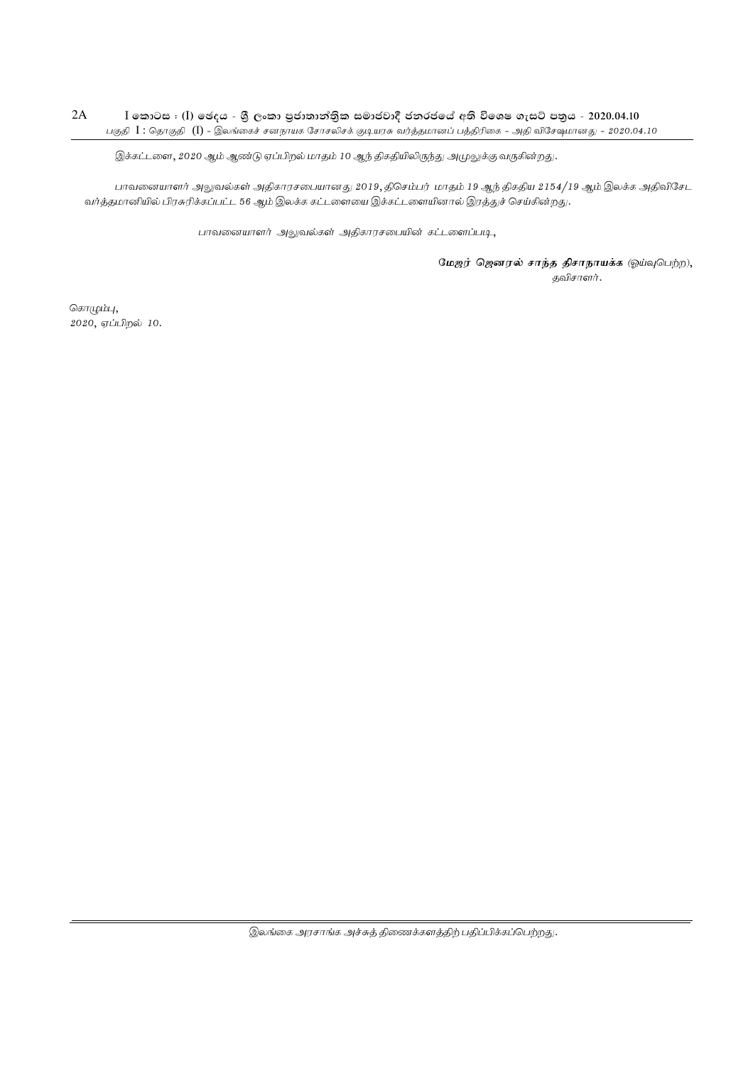இக்கட்டளை, 2020 ஆம் ஆண்டு ஏப்பிறல் மாதம் 10 ஆந் திகதியிலிருந்து அமுலுக்கு வருகின்றது.

பாவனையாளர் அலுவல்கள் அதிகாரசபையானது 2019, திசெம்பர் மாதம் 19 ஆந் திகதிய 2154/19 ஆம் இலக்க அதிவிசேட வர்த்தமானியில் பிரசுரிக்கப்பட்ட 56 ஆம் இலக்க கட்டளையை இக்கட்டளையினால் இரத்துச் செய்கின்றது.

பாவனையாளர் அலுவல்கள் அதிகாரசபையின் கட்டளைப்படி,

**மேஜர் ஜெனரல் சாந்த திசாநாயக்க** (ஓய்வுபெற்ற),
தவிசாளர்.

கொழும்பு,
2020, ஏப்பிறல் 10.

இலங்கை அரசாங்க அச்சுத் திணைக்களத்திற் பதிப்பிக்கப்பெற்றது.